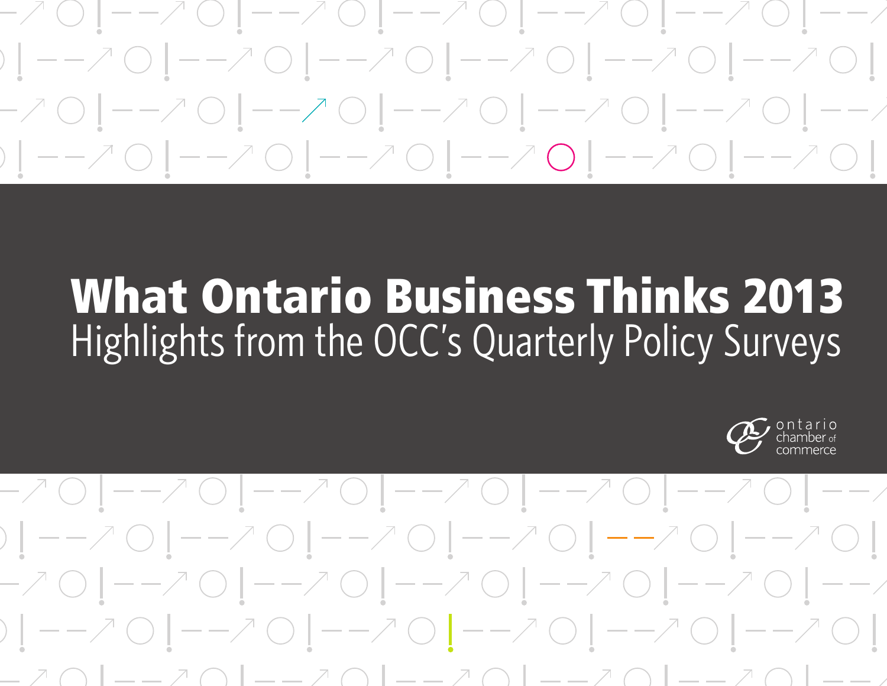# What Ontario Business Thinks 2013

## Highlights from the OCC's Quarterly Policy Surveys

ontario chamber of commerce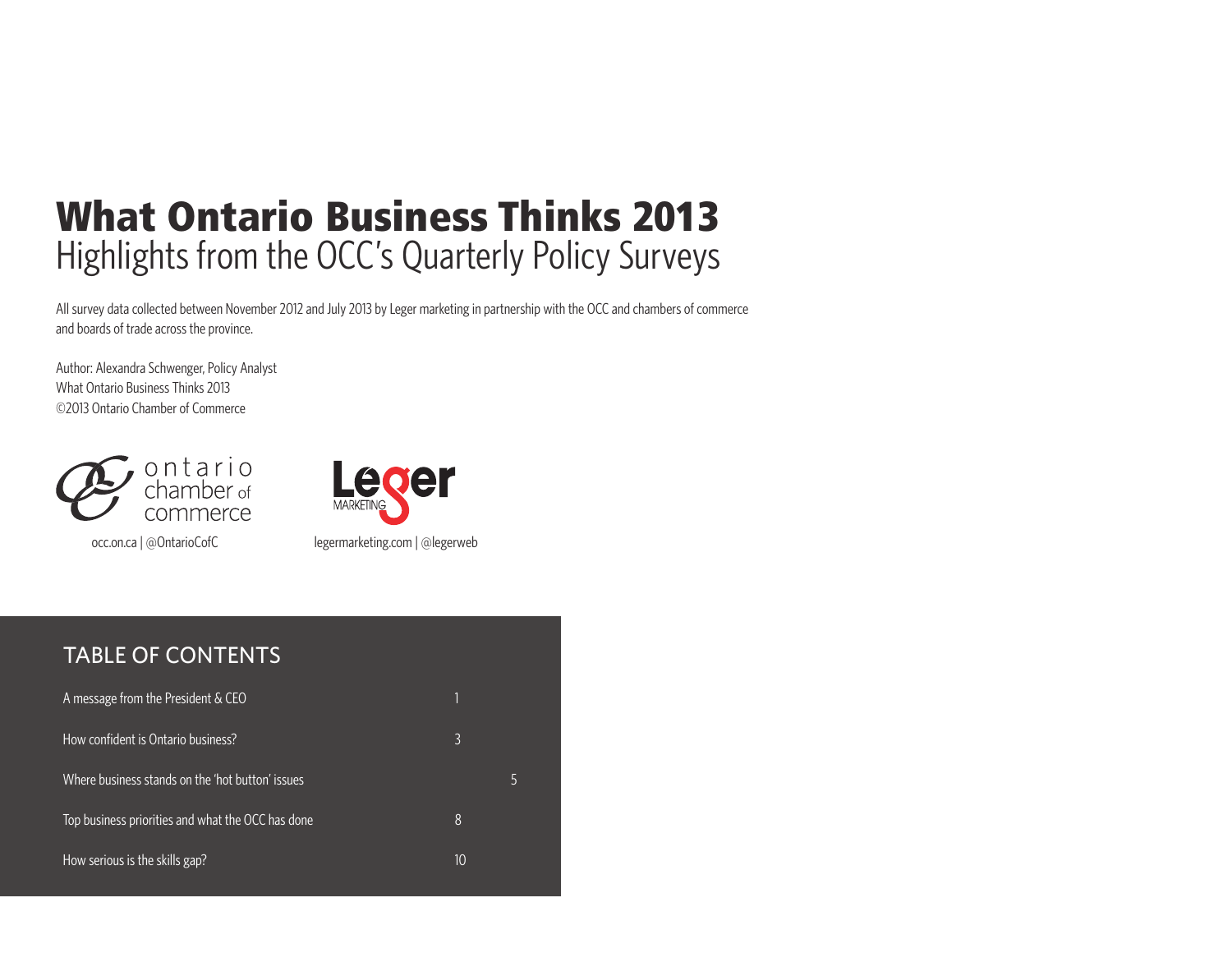# What Ontario Business Thinks 2013

## Highlights from the OCC's Quarterly Policy Surveys

All survey data collected between November 2012 and July 2013 by Leger marketing in partnership with the OCC and chambers of commerce and boards of trade across the province.

Author: Alexandra Schwenger, Policy Analyst
What Ontario Business Thinks 2013
©2013 Ontario Chamber of Commerce

ontario chamber of commerce

occ.on.ca | @OntarioCofC

Leger MARKETING

legermarketing.com | @legerweb

## TABLE OF CONTENTS

| | |
|---|---|
| A message from the President & CEO | 1 |
| How confident is Ontario business? | 3 |
| Where business stands on the 'hot button' issues | 5 |
| Top business priorities and what the OCC has done | 8 |
| How serious is the skills gap? | 10 |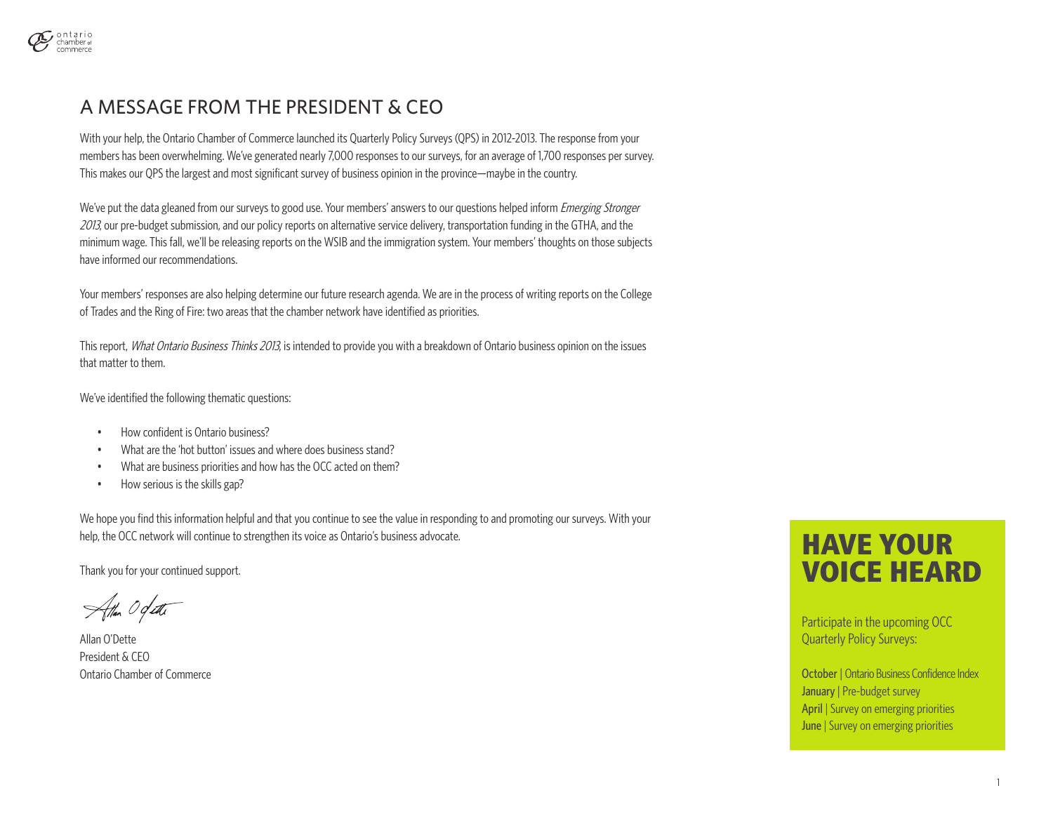## A MESSAGE FROM THE PRESIDENT & CEO

With your help, the Ontario Chamber of Commerce launched its Quarterly Policy Surveys (QPS) in 2012-2013. The response from your members has been overwhelming. We've generated nearly 7,000 responses to our surveys, for an average of 1,700 responses per survey. This makes our QPS the largest and most significant survey of business opinion in the province—maybe in the country.

We've put the data gleaned from our surveys to good use. Your members' answers to our questions helped inform *Emerging Stronger 2013*, our pre-budget submission, and our policy reports on alternative service delivery, transportation funding in the GTHA, and the minimum wage. This fall, we'll be releasing reports on the WSIB and the immigration system. Your members' thoughts on those subjects have informed our recommendations.

Your members' responses are also helping determine our future research agenda. We are in the process of writing reports on the College of Trades and the Ring of Fire: two areas that the chamber network have identified as priorities.

This report, *What Ontario Business Thinks 2013*, is intended to provide you with a breakdown of Ontario business opinion on the issues that matter to them.

We've identified the following thematic questions:

- How confident is Ontario business?
- What are the 'hot button' issues and where does business stand?
- What are business priorities and how has the OCC acted on them?
- How serious is the skills gap?

We hope you find this information helpful and that you continue to see the value in responding to and promoting our surveys. With your help, the OCC network will continue to strengthen its voice as Ontario's business advocate.

Thank you for your continued support.

Allan O'Dette
President & CEO
Ontario Chamber of Commerce

## HAVE YOUR VOICE HEARD

Participate in the upcoming OCC Quarterly Policy Surveys:

**October** | Ontario Business Confidence Index
**January** | Pre-budget survey
**April** | Survey on emerging priorities
**June** | Survey on emerging priorities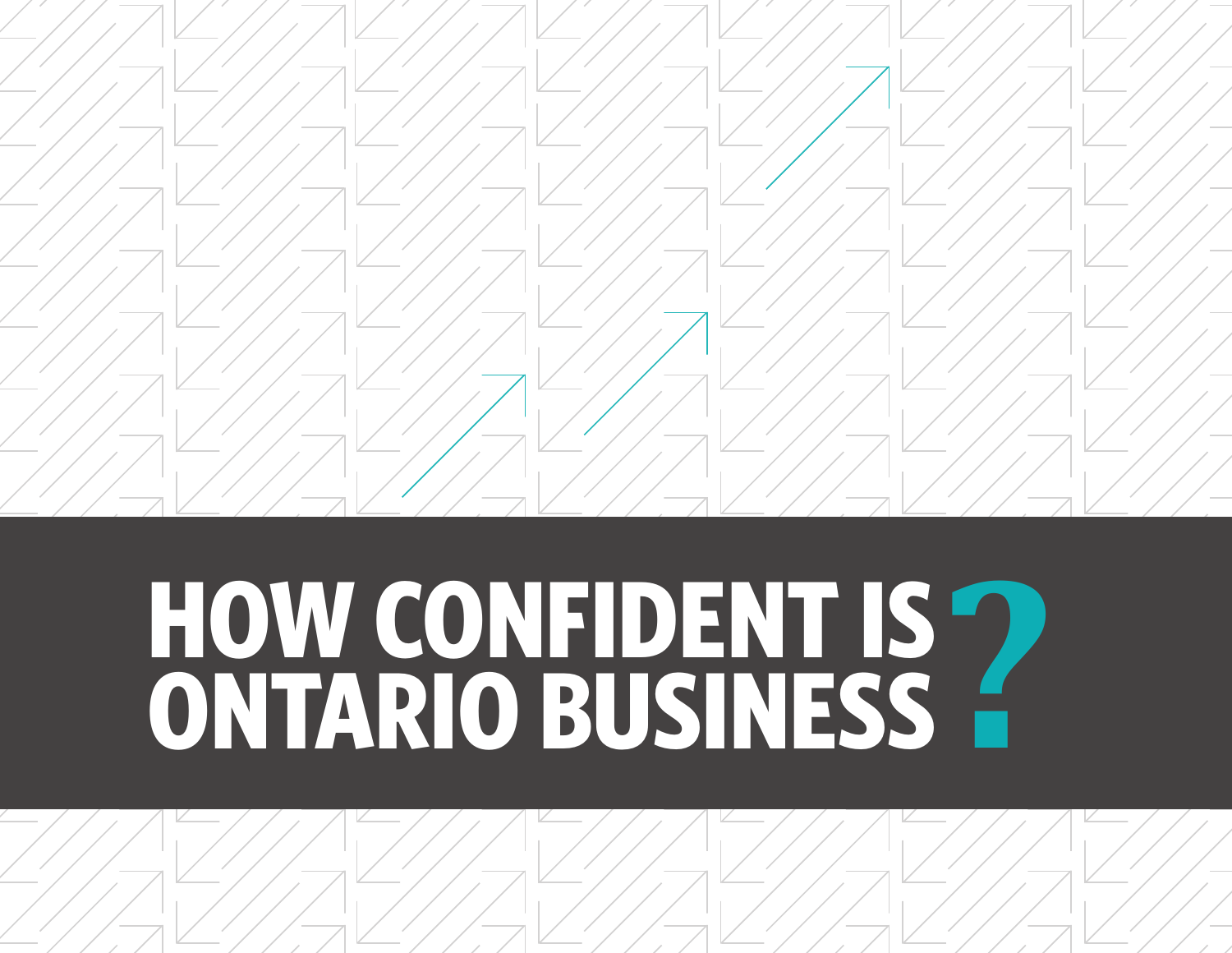# HOW CONFIDENT IS ONTARIO BUSINESS?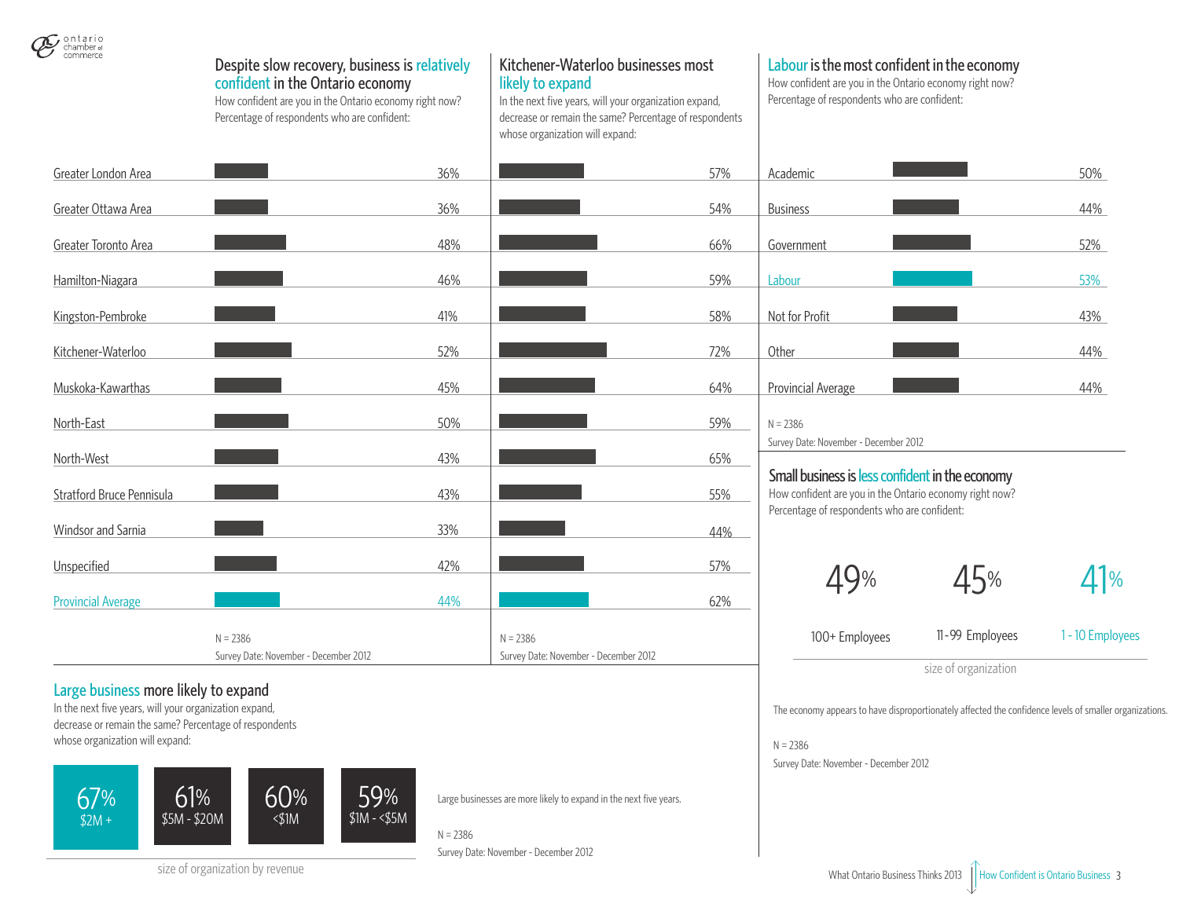## Despite slow recovery, business is relatively confident in the Ontario economy

How confident are you in the Ontario economy right now? Percentage of respondents who are confident:

## Kitchener-Waterloo businesses most likely to expand

In the next five years, will your organization expand, decrease or remain the same? Percentage of respondents whose organization will expand:

| Region | Confident in Ontario economy | Organization will expand |
|---|---|---|
| Greater London Area | 36% | 57% |
| Greater Ottawa Area | 36% | 54% |
| Greater Toronto Area | 48% | 66% |
| Hamilton-Niagara | 46% | 59% |
| Kingston-Pembroke | 41% | 58% |
| Kitchener-Waterloo | 52% | 72% |
| Muskoka-Kawarthas | 45% | 64% |
| North-East | 50% | 59% |
| North-West | 43% | 65% |
| Stratford Bruce Pennisula | 43% | 55% |
| Windsor and Sarnia | 33% | 44% |
| Unspecified | 42% | 57% |
| Provincial Average | 44% | 62% |

N = 2386

Survey Date: November - December 2012

## Labour is the most confident in the economy

How confident are you in the Ontario economy right now? Percentage of respondents who are confident:

| Sector | Confident |
|---|---|
| Academic | 50% |
| Business | 44% |
| Government | 52% |
| Labour | 53% |
| Not for Profit | 43% |
| Other | 44% |
| Provincial Average | 44% |

N = 2386

Survey Date: November - December 2012

## Small business is less confident in the economy

How confident are you in the Ontario economy right now? Percentage of respondents who are confident:

| 100+ Employees | 11-99 Employees | 1 - 10 Employees |
|---|---|---|
| 49% | 45% | 41% |

size of organization

The economy appears to have disproportionately affected the confidence levels of smaller organizations.

N = 2386

Survey Date: November - December 2012

## Large business more likely to expand

In the next five years, will your organization expand, decrease or remain the same? Percentage of respondents whose organization will expand:

| $2M + | $5M - $20M | <$1M | $1M - <$5M |
|---|---|---|---|
| 67% | 61% | 60% | 59% |

size of organization by revenue

Large businesses are more likely to expand in the next five years.

N = 2386

Survey Date: November - December 2012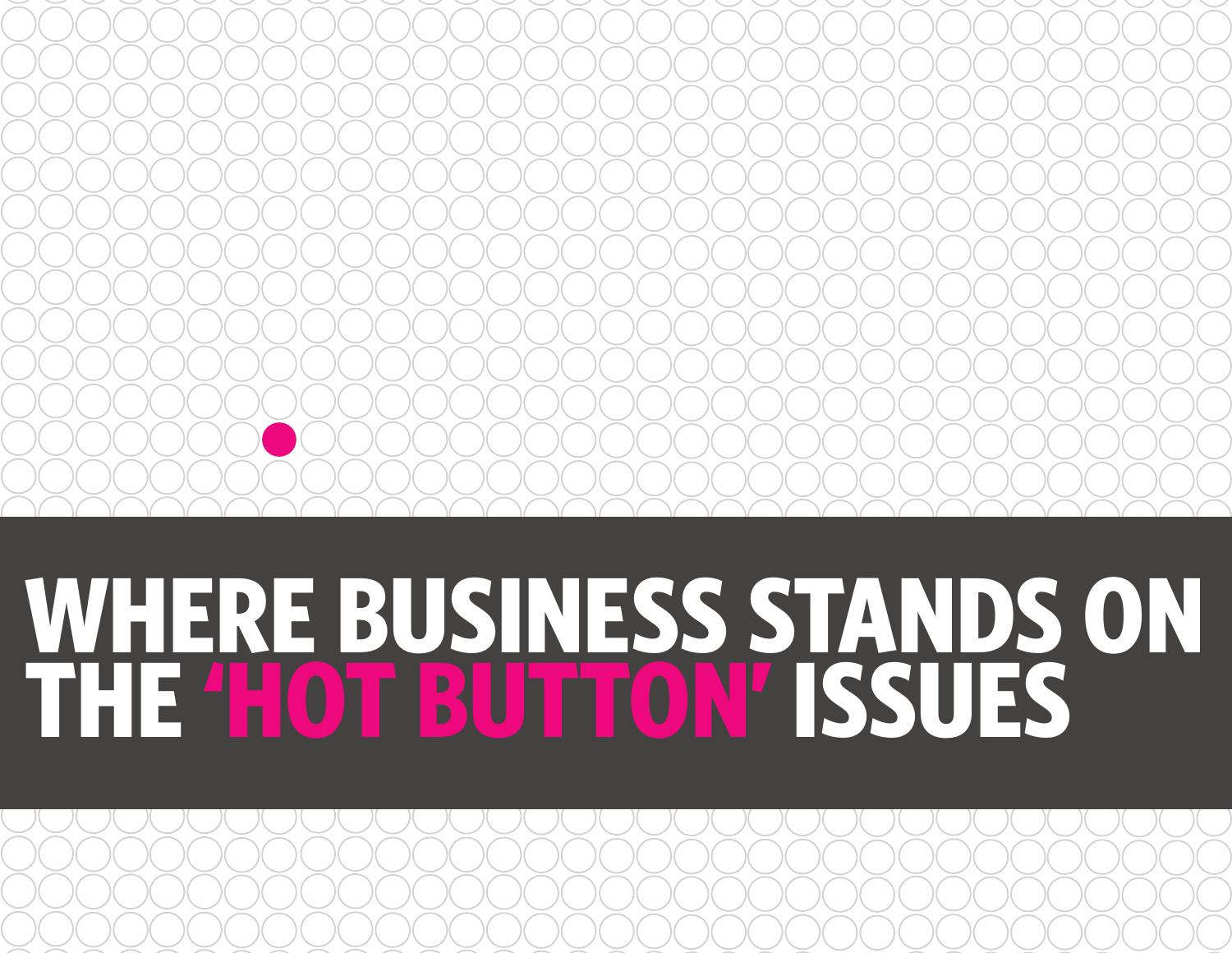# WHERE BUSINESS STANDS ON THE 'HOT BUTTON' ISSUES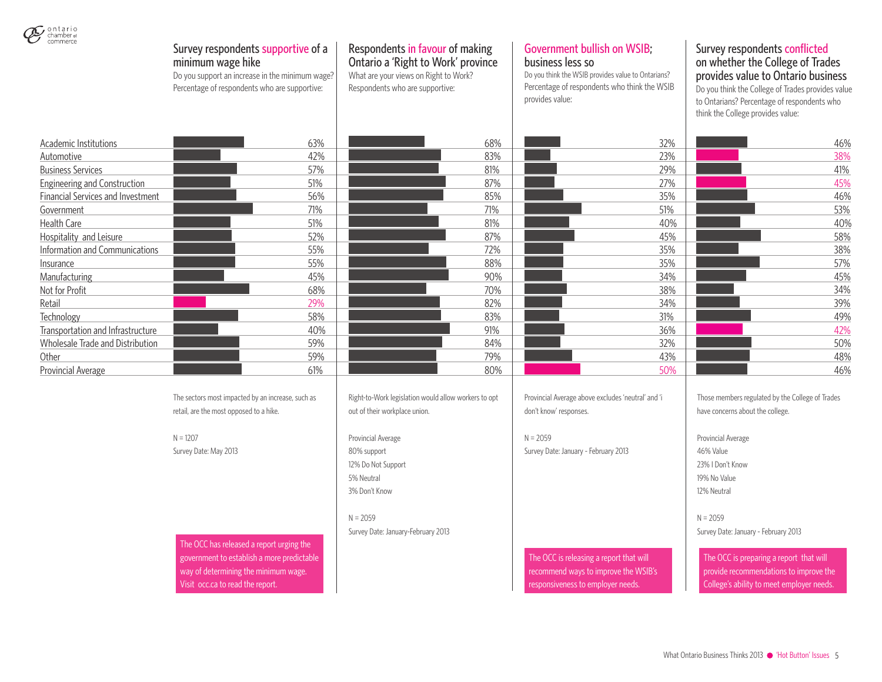## Survey respondents supportive of a minimum wage hike

Do you support an increase in the minimum wage? Percentage of respondents who are supportive:

## Respondents in favour of making Ontario a 'Right to Work' province

What are your views on Right to Work? Respondents who are supportive:

## Government bullish on WSIB; business less so

Do you think the WSIB provides value to Ontarians? Percentage of respondents who think the WSIB provides value:

## Survey respondents conflicted on whether the College of Trades provides value to Ontario business

Do you think the College of Trades provides value to Ontarians? Percentage of respondents who think the College provides value:

| Sector | Minimum wage hike | Right to Work | WSIB provides value | College of Trades provides value |
|---|---|---|---|---|
| Academic Institutions | 63% | 68% | 32% | 46% |
| Automotive | 42% | 83% | 23% | 38% |
| Business Services | 57% | 81% | 29% | 41% |
| Engineering and Construction | 51% | 87% | 27% | 45% |
| Financial Services and Investment | 56% | 85% | 35% | 46% |
| Government | 71% | 71% | 51% | 53% |
| Health Care | 51% | 81% | 40% | 40% |
| Hospitality and Leisure | 52% | 87% | 45% | 58% |
| Information and Communications | 55% | 72% | 35% | 38% |
| Insurance | 55% | 88% | 35% | 57% |
| Manufacturing | 45% | 90% | 34% | 45% |
| Not for Profit | 68% | 70% | 38% | 34% |
| Retail | 29% | 82% | 34% | 39% |
| Technology | 58% | 83% | 31% | 49% |
| Transportation and Infrastructure | 40% | 91% | 36% | 42% |
| Wholesale Trade and Distribution | 59% | 84% | 32% | 50% |
| Other | 59% | 79% | 43% | 48% |
| Provincial Average | 61% | 80% | 50% | 46% |

The sectors most impacted by an increase, such as retail, are the most opposed to a hike.

N = 1207

Survey Date: May 2013

The OCC has released a report urging the government to establish a more predictable way of determining the minimum wage. Visit occ.ca to read the report.

Right-to-Work legislation would allow workers to opt out of their workplace union.

Provincial Average
80% support
12% Do Not Support
5% Neutral
3% Don't Know

N = 2059

Survey Date: January-February 2013

Provincial Average above excludes 'neutral' and 'i don't know' responses.

N = 2059

Survey Date: January - February 2013

The OCC is releasing a report that will recommend ways to improve the WSIB's responsiveness to employer needs.

Those members regulated by the College of Trades have concerns about the college.

Provincial Average
46% Value
23% I Don't Know
19% No Value
12% Neutral

N = 2059

Survey Date: January - February 2013

The OCC is preparing a report that will provide recommendations to improve the College's ability to meet employer needs.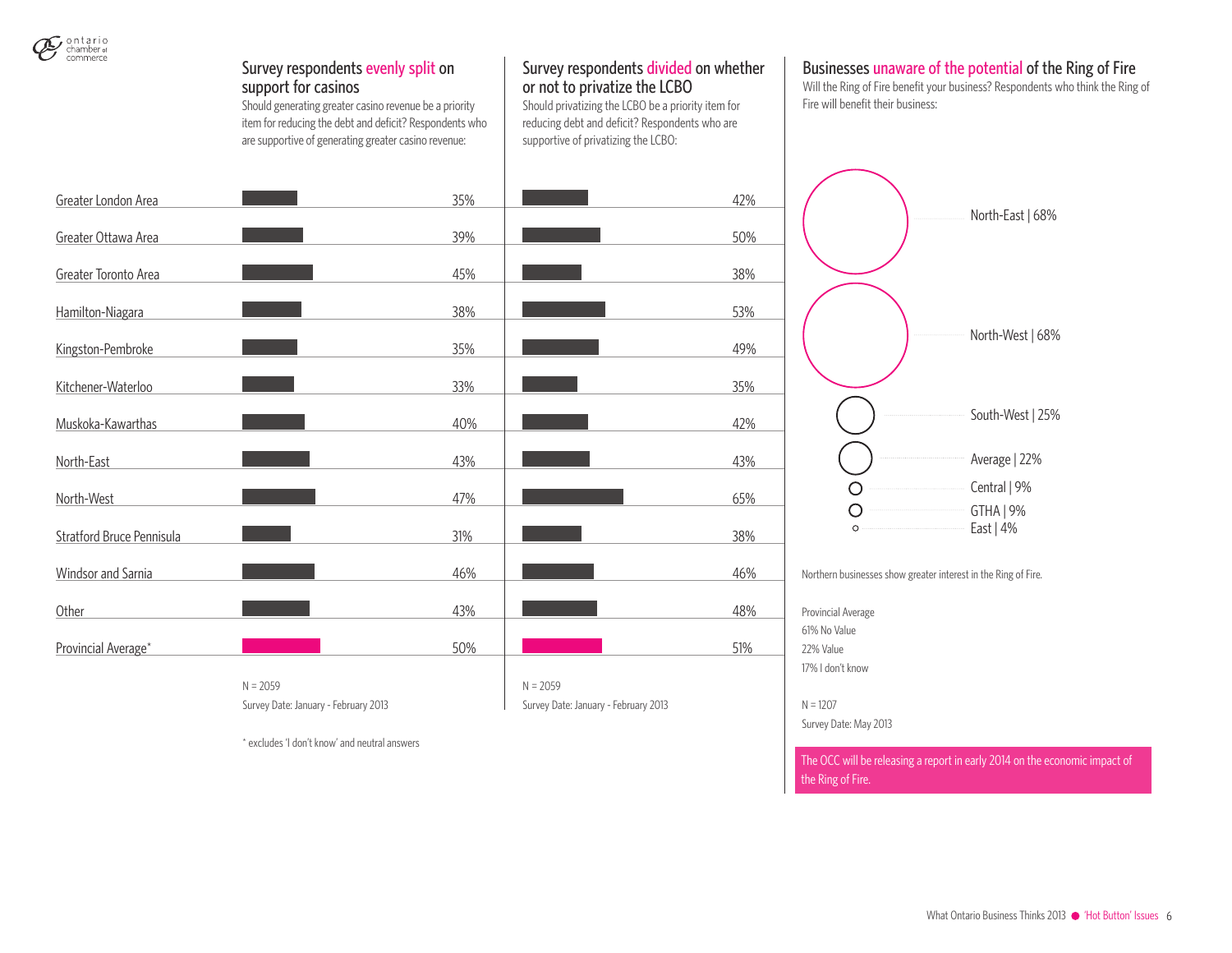## Survey respondents evenly split on support for casinos

Should generating greater casino revenue be a priority item for reducing the debt and deficit? Respondents who are supportive of generating greater casino revenue:

## Survey respondents divided on whether or not to privatize the LCBO

Should privatizing the LCBO be a priority item for reducing debt and deficit? Respondents who are supportive of privatizing the LCBO:

| Region | Casino revenue | Privatizing the LCBO |
| --- | --- | --- |
| Greater London Area | 35% | 42% |
| Greater Ottawa Area | 39% | 50% |
| Greater Toronto Area | 45% | 38% |
| Hamilton-Niagara | 38% | 53% |
| Kingston-Pembroke | 35% | 49% |
| Kitchener-Waterloo | 33% | 35% |
| Muskoka-Kawarthas | 40% | 42% |
| North-East | 43% | 43% |
| North-West | 47% | 65% |
| Stratford Bruce Pennisula | 31% | 38% |
| Windsor and Sarnia | 46% | 46% |
| Other | 43% | 48% |
| Provincial Average* | 50% | 51% |

N = 2059

Survey Date: January - February 2013

\* excludes 'I don't know' and neutral answers

## Businesses unaware of the potential of the Ring of Fire

Will the Ring of Fire benefit your business? Respondents who think the Ring of Fire will benefit their business:

- North-East | 68%
- North-West | 68%
- South-West | 25%
- Average | 22%
- Central | 9%
- GTHA | 9%
- East | 4%

Northern businesses show greater interest in the Ring of Fire.

Provincial Average

61% No Value

22% Value

17% I don't know

N = 1207

Survey Date: May 2013

The OCC will be releasing a report in early 2014 on the economic impact of the Ring of Fire.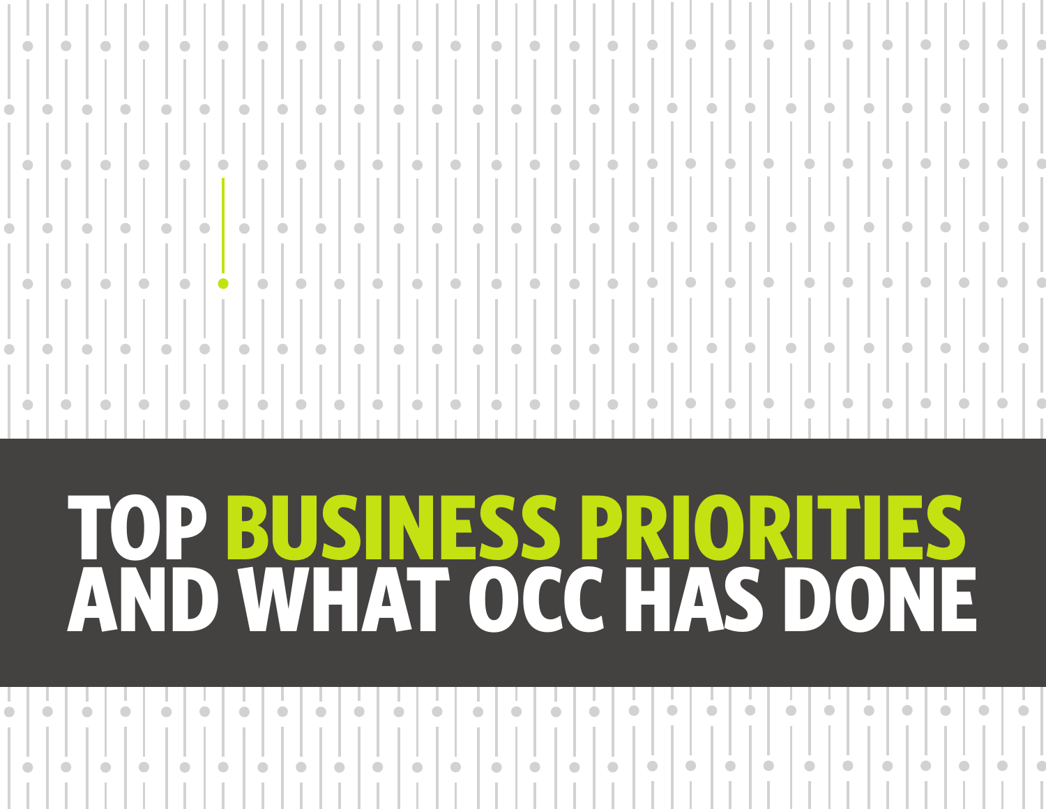# TOP BUSINESS PRIORITIES AND WHAT OCC HAS DONE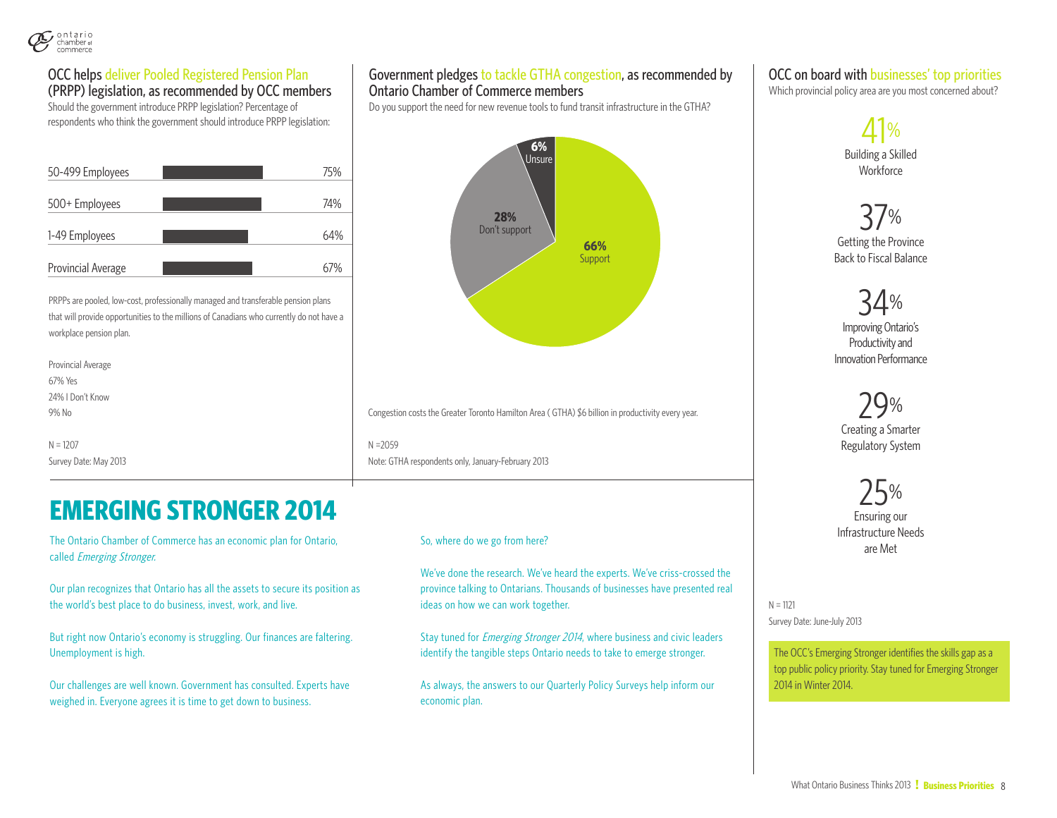## OCC helps deliver Pooled Registered Pension Plan (PRPP) legislation, as recommended by OCC members

Should the government introduce PRPP legislation? Percentage of respondents who think the government should introduce PRPP legislation:

| | |
|---|---|
| 50-499 Employees | 75% |
| 500+ Employees | 74% |
| 1-49 Employees | 64% |
| Provincial Average | 67% |

PRPPs are pooled, low-cost, professionally managed and transferable pension plans that will provide opportunities to the millions of Canadians who currently do not have a workplace pension plan.

Provincial Average
67% Yes
24% I Don't Know
9% No

N = 1207
Survey Date: May 2013

## Government pledges to tackle GTHA congestion, as recommended by Ontario Chamber of Commerce members

Do you support the need for new revenue tools to fund transit infrastructure in the GTHA?

- **66%** Support
- **28%** Don't support
- **6%** Unsure

Congestion costs the Greater Toronto Hamilton Area ( GTHA) $6 billion in productivity every year.

N =2059
Note: GTHA respondents only, January-February 2013

## OCC on board with businesses' top priorities

Which provincial policy area are you most concerned about?

- 41% Building a Skilled Workforce
- 37% Getting the Province Back to Fiscal Balance
- 34% Improving Ontario's Productivity and Innovation Performance
- 29% Creating a Smarter Regulatory System
- 25% Ensuring our Infrastructure Needs are Met

N = 1121
Survey Date: June-July 2013

The OCC's Emerging Stronger identifies the skills gap as a top public policy priority. Stay tuned for Emerging Stronger 2014 in Winter 2014.

# EMERGING STRONGER 2014

The Ontario Chamber of Commerce has an economic plan for Ontario, called *Emerging Stronger.*

Our plan recognizes that Ontario has all the assets to secure its position as the world's best place to do business, invest, work, and live.

But right now Ontario's economy is struggling. Our finances are faltering. Unemployment is high.

Our challenges are well known. Government has consulted. Experts have weighed in. Everyone agrees it is time to get down to business.

So, where do we go from here?

We've done the research. We've heard the experts. We've criss-crossed the province talking to Ontarians. Thousands of businesses have presented real ideas on how we can work together.

Stay tuned for *Emerging Stronger 2014*, where business and civic leaders identify the tangible steps Ontario needs to take to emerge stronger.

As always, the answers to our Quarterly Policy Surveys help inform our economic plan.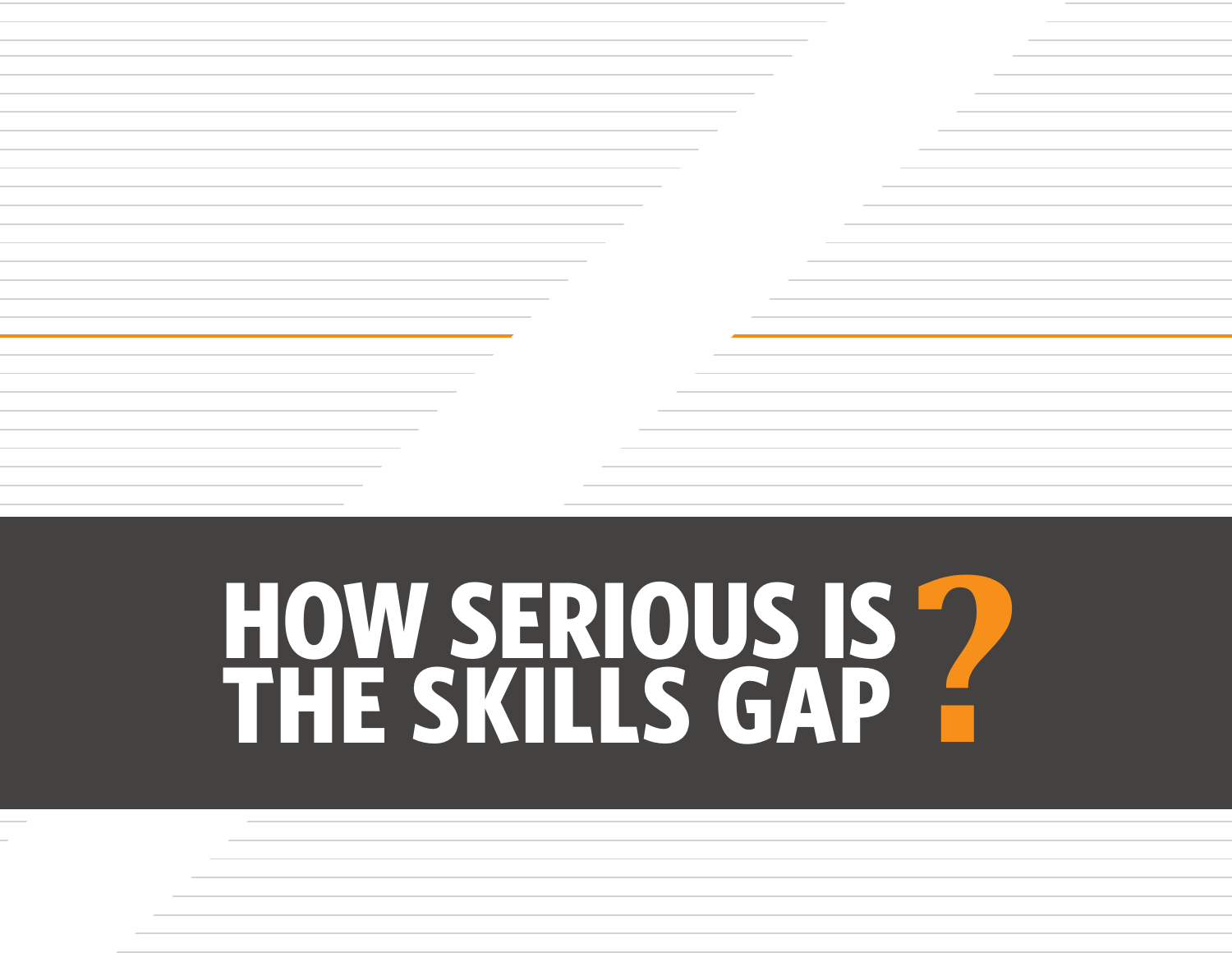# HOW SERIOUS IS THE SKILLS GAP?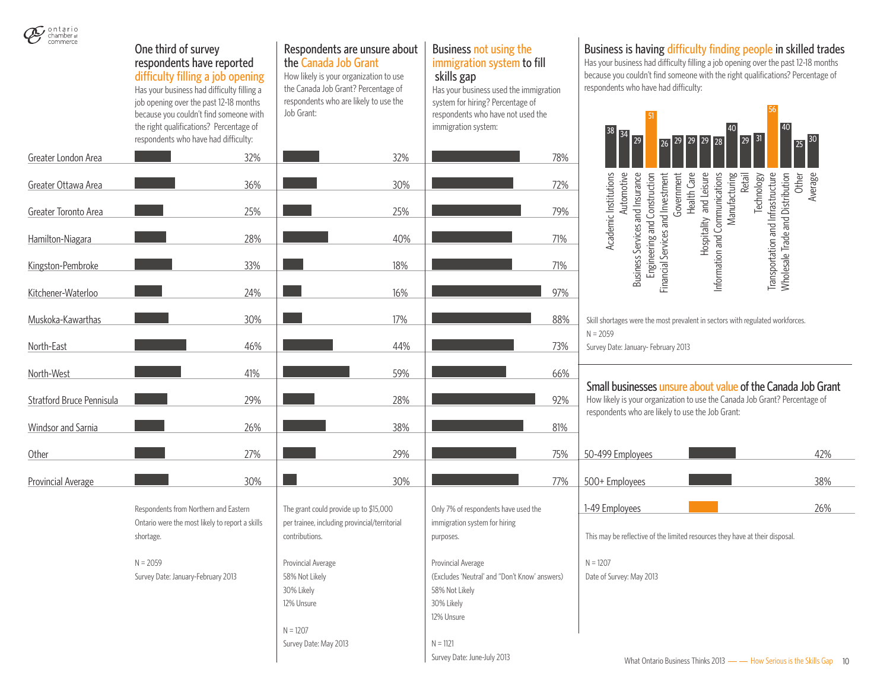| Region | One third of survey respondents have reported difficulty filling a job opening | Respondents are unsure about the Canada Job Grant | Business not using the immigration system to fill skills gap |
|---|---|---|---|
| | Has your business had difficulty filling a job opening over the past 12-18 months because you couldn't find someone with the right qualifications? Percentage of respondents who have had difficulty: | How likely is your organization to use the Canada Job Grant? Percentage of respondents who are likely to use the Job Grant: | Has your business used the immigration system for hiring? Percentage of respondents who have not used the immigration system: |
| Greater London Area | 32% | 32% | 78% |
| Greater Ottawa Area | 36% | 30% | 72% |
| Greater Toronto Area | 25% | 25% | 79% |
| Hamilton-Niagara | 28% | 40% | 71% |
| Kingston-Pembroke | 33% | 18% | 71% |
| Kitchener-Waterloo | 24% | 16% | 97% |
| Muskoka-Kawarthas | 30% | 17% | 88% |
| North-East | 46% | 44% | 73% |
| North-West | 41% | 59% | 66% |
| Stratford Bruce Pennisula | 29% | 28% | 92% |
| Windsor and Sarnia | 26% | 38% | 81% |
| Other | 27% | 29% | 75% |
| Provincial Average | 30% | 30% | 77% |

Respondents from Northern and Eastern Ontario were the most likely to report a skills shortage.

N = 2059
Survey Date: January-February 2013

The grant could provide up to $15,000 per trainee, including provincial/territorial contributions.

Provincial Average
58% Not Likely
30% Likely
12% Unsure

N = 1207
Survey Date: May 2013

Only 7% of respondents have used the immigration system for hiring purposes.

Provincial Average
(Excludes 'Neutral' and "Don't Know' answers)
58% Not Likely
30% Likely
12% Unsure

N = 1121
Survey Date: June-July 2013

## Business is having difficulty finding people in skilled trades

Has your business had difficulty filling a job opening over the past 12-18 months because you couldn't find someone with the right qualifications? Percentage of respondents who have had difficulty:

| Sector | % |
|---|---|
| Academic Institutions | 38 |
| Automotive | 34 |
| Business Services and Insurance | 29 |
| Engineering and Construction | 51 |
| Financial Services and Investment | 26 |
| Government | 29 |
| Health Care | 29 |
| Hospitality and Leisure | 29 |
| Information and Communications | 28 |
| Manufacturing | 40 |
| Retail | 29 |
| Technology | 31 |
| Transportation and Infrastructure | 56 |
| Wholesale Trade and Distribution | 40 |
| Other | 25 |
| Average | 30 |

Skill shortages were the most prevalent in sectors with regulated workforces.

N = 2059
Survey Date: January- February 2013

## Small businesses unsure about value of the Canada Job Grant

How likely is your organization to use the Canada Job Grant? Percentage of respondents who are likely to use the Job Grant:

| Business size | % |
|---|---|
| 50-499 Employees | 42% |
| 500+ Employees | 38% |
| 1-49 Employees | 26% |

This may be reflective of the limited resources they have at their disposal.

N = 1207
Date of Survey: May 2013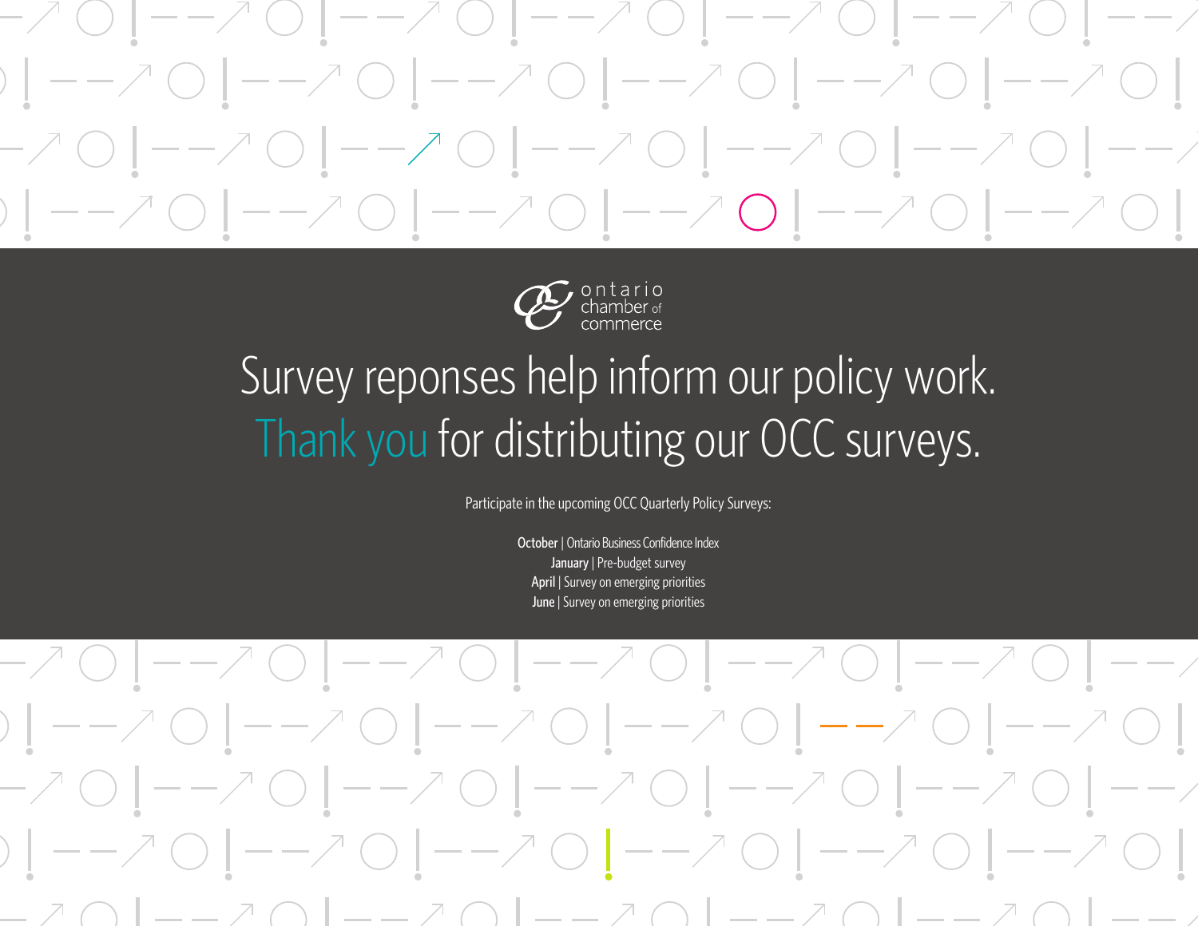ontario chamber of commerce

# Survey reponses help inform our policy work. Thank you for distributing our OCC surveys.

Participate in the upcoming OCC Quarterly Policy Surveys:

**October** | Ontario Business Confidence Index
**January** | Pre-budget survey
**April** | Survey on emerging priorities
**June** | Survey on emerging priorities